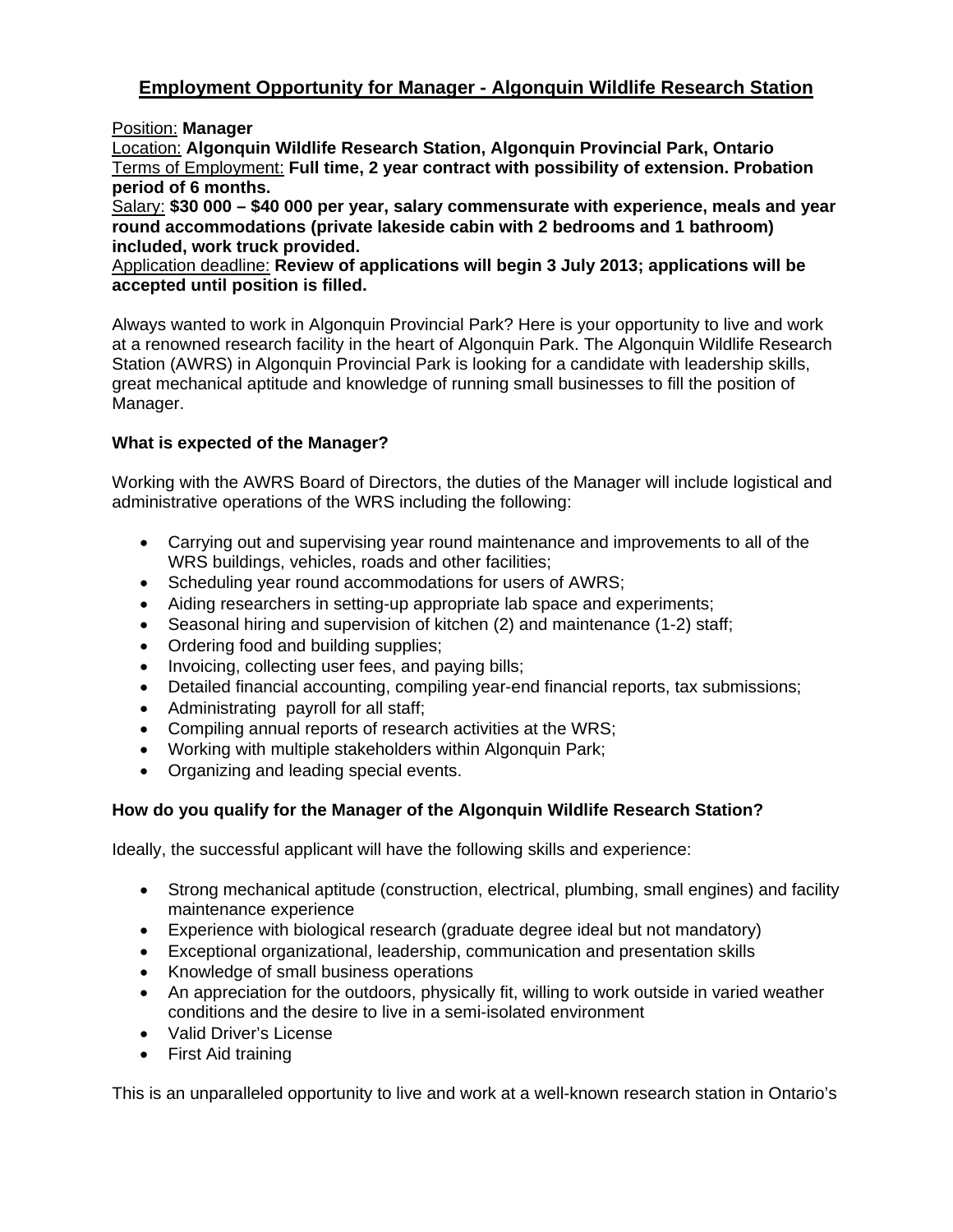# Employment Opportunity for Manager - Algonquin Wildlife Research Station

Position: **Manager**
Location: **Algonquin Wildlife Research Station, Algonquin Provincial Park, Ontario**
Terms of Employment: **Full time, 2 year contract with possibility of extension. Probation period of 6 months.**
Salary: **$30 000 – $40 000 per year, salary commensurate with experience, meals and year round accommodations (private lakeside cabin with 2 bedrooms and 1 bathroom) included, work truck provided.**
Application deadline: **Review of applications will begin 3 July 2013; applications will be accepted until position is filled.**

Always wanted to work in Algonquin Provincial Park? Here is your opportunity to live and work at a renowned research facility in the heart of Algonquin Park. The Algonquin Wildlife Research Station (AWRS) in Algonquin Provincial Park is looking for a candidate with leadership skills, great mechanical aptitude and knowledge of running small businesses to fill the position of Manager.

### What is expected of the Manager?

Working with the AWRS Board of Directors, the duties of the Manager will include logistical and administrative operations of the WRS including the following:

- Carrying out and supervising year round maintenance and improvements to all of the WRS buildings, vehicles, roads and other facilities;
- Scheduling year round accommodations for users of AWRS;
- Aiding researchers in setting-up appropriate lab space and experiments;
- Seasonal hiring and supervision of kitchen (2) and maintenance (1-2) staff;
- Ordering food and building supplies;
- Invoicing, collecting user fees, and paying bills;
- Detailed financial accounting, compiling year-end financial reports, tax submissions;
- Administrating payroll for all staff;
- Compiling annual reports of research activities at the WRS;
- Working with multiple stakeholders within Algonquin Park;
- Organizing and leading special events.

### How do you qualify for the Manager of the Algonquin Wildlife Research Station?

Ideally, the successful applicant will have the following skills and experience:

- Strong mechanical aptitude (construction, electrical, plumbing, small engines) and facility maintenance experience
- Experience with biological research (graduate degree ideal but not mandatory)
- Exceptional organizational, leadership, communication and presentation skills
- Knowledge of small business operations
- An appreciation for the outdoors, physically fit, willing to work outside in varied weather conditions and the desire to live in a semi-isolated environment
- Valid Driver's License
- First Aid training

This is an unparalleled opportunity to live and work at a well-known research station in Ontario's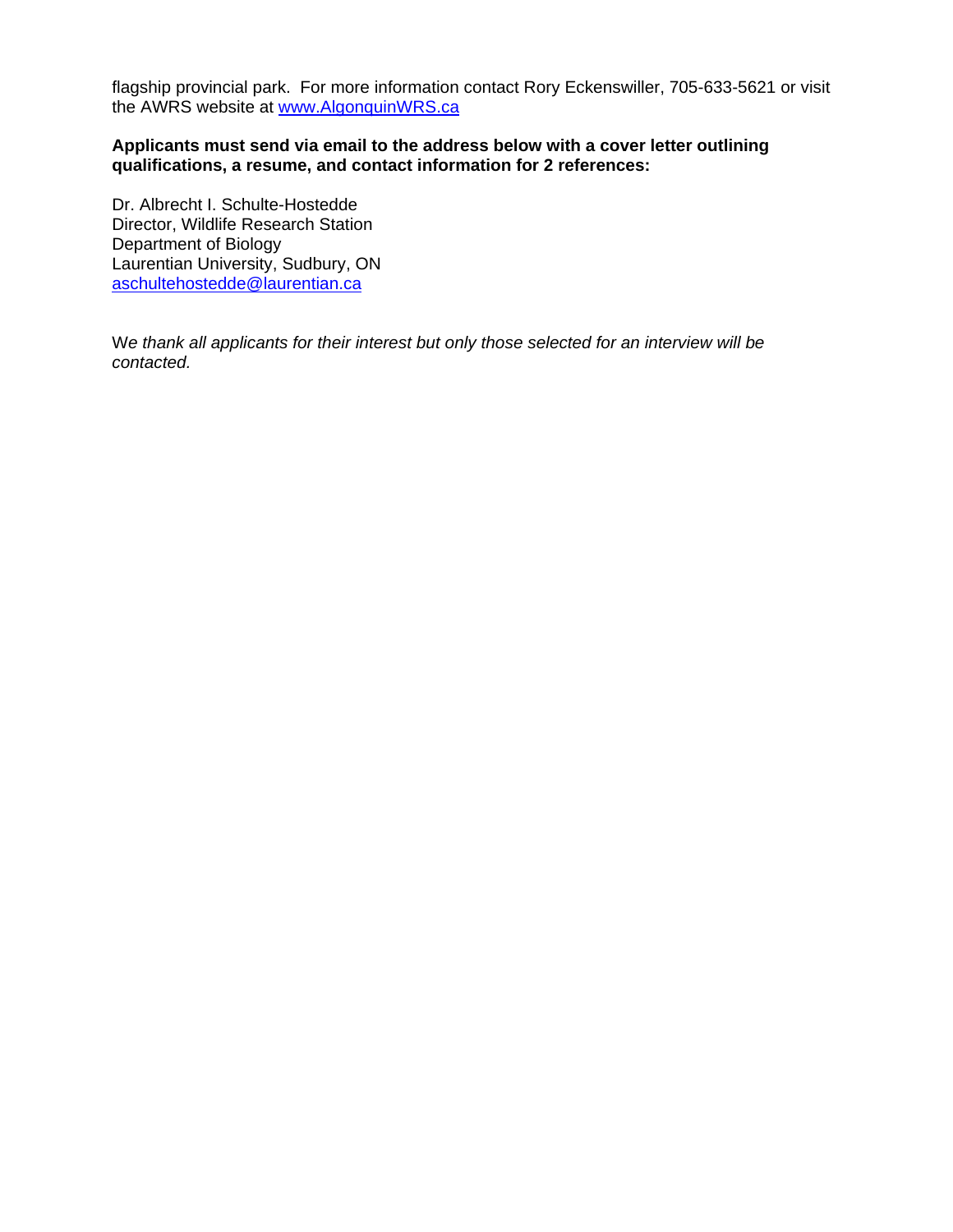flagship provincial park. For more information contact Rory Eckenswiller, 705-633-5621 or visit the AWRS website at [www.AlgonquinWRS.ca](http://www.AlgonquinWRS.ca)

**Applicants must send via email to the address below with a cover letter outlining qualifications, a resume, and contact information for 2 references:**

Dr. Albrecht I. Schulte-Hostedde
Director, Wildlife Research Station
Department of Biology
Laurentian University, Sudbury, ON
[aschultehostedde@laurentian.ca](mailto:aschultehostedde@laurentian.ca)

W*e thank all applicants for their interest but only those selected for an interview will be contacted.*